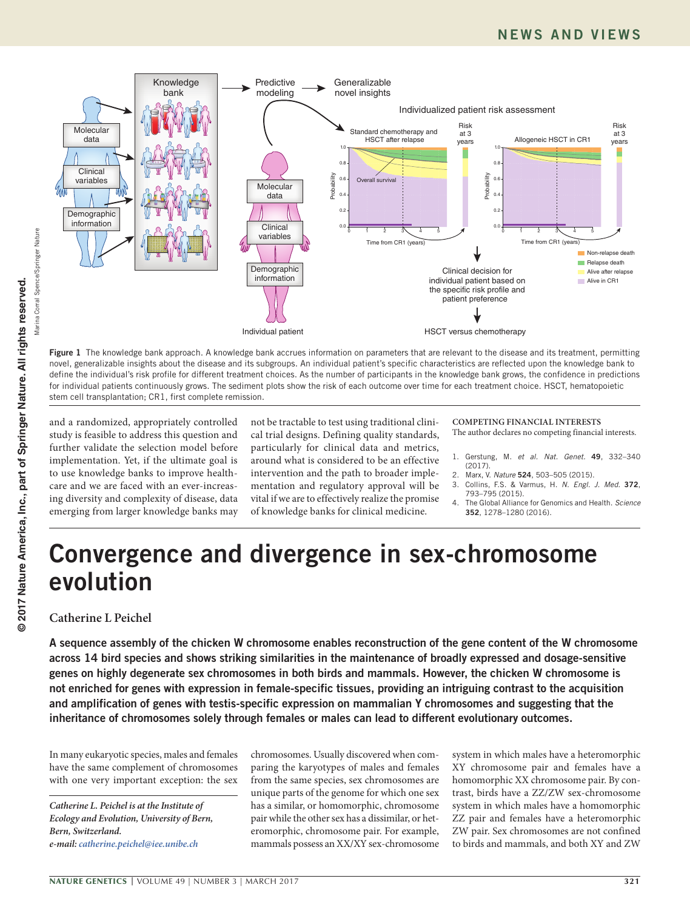Figure 1 The knowledge bank approach. A knowledge bank accrues information on parameters that are relevant to the disease and its treatment, permitting novel, generalizable insights about the disease and its subgroups. An individual patient's specific characteristics are reflected upon the knowledge bank to define the individual's risk profile for different treatment choices. As the number of participants in the knowledge bank grows, the confidence in predictions for individual patients continuously grows. The sediment plots show the risk of each outcome over time for each treatment choice. HSCT, hematopoietic stem cell transplantation; CR1, first complete remission.

and a randomized, appropriately controlled study is feasible to address this question and further validate the selection model before implementation. Yet, if the ultimate goal is to use knowledge banks to improve healthcare and we are faced with an ever-increasing diversity and complexity of disease, data emerging from larger knowledge banks may not be tractable to test using traditional clinical trial designs. Defining quality standards, particularly for clinical data and metrics, around what is considered to be an effective intervention and the path to broader implementation and regulatory approval will be vital if we are to effectively realize the promise of knowledge banks for clinical medicine.

**COMPETING FINANCIAL INTERESTS**
The author declares no competing financial interests.

1. Gerstung, M. *et al. Nat. Genet.* **49**, 332–340 (2017).
2. Marx, V. *Nature* **524**, 503–505 (2015).
3. Collins, F.S. & Varmus, H. *N. Engl. J. Med.* **372**, 793–795 (2015).
4. The Global Alliance for Genomics and Health. *Science* **352**, 1278–1280 (2016).

# Convergence and divergence in sex-chromosome evolution

**Catherine L Peichel**

**A sequence assembly of the chicken W chromosome enables reconstruction of the gene content of the W chromosome across 14 bird species and shows striking similarities in the maintenance of broadly expressed and dosage-sensitive genes on highly degenerate sex chromosomes in both birds and mammals. However, the chicken W chromosome is not enriched for genes with expression in female-specific tissues, providing an intriguing contrast to the acquisition and amplification of genes with testis-specific expression on mammalian Y chromosomes and suggesting that the inheritance of chromosomes solely through females or males can lead to different evolutionary outcomes.**

In many eukaryotic species, males and females have the same complement of chromosomes with one very important exception: the sex chromosomes. Usually discovered when comparing the karyotypes of males and females from the same species, sex chromosomes are unique parts of the genome for which one sex has a similar, or homomorphic, chromosome pair while the other sex has a dissimilar, or heteromorphic, chromosome pair. For example, mammals possess an XX/XY sex-chromosome system in which males have a heteromorphic XY chromosome pair and females have a homomorphic XX chromosome pair. By contrast, birds have a ZZ/ZW sex-chromosome system in which males have a homomorphic ZZ pair and females have a heteromorphic ZW pair. Sex chromosomes are not confined to birds and mammals, and both XY and ZW

*Catherine L. Peichel is at the Institute of Ecology and Evolution, University of Bern, Bern, Switzerland.*
*e-mail: catherine.peichel@iee.unibe.ch*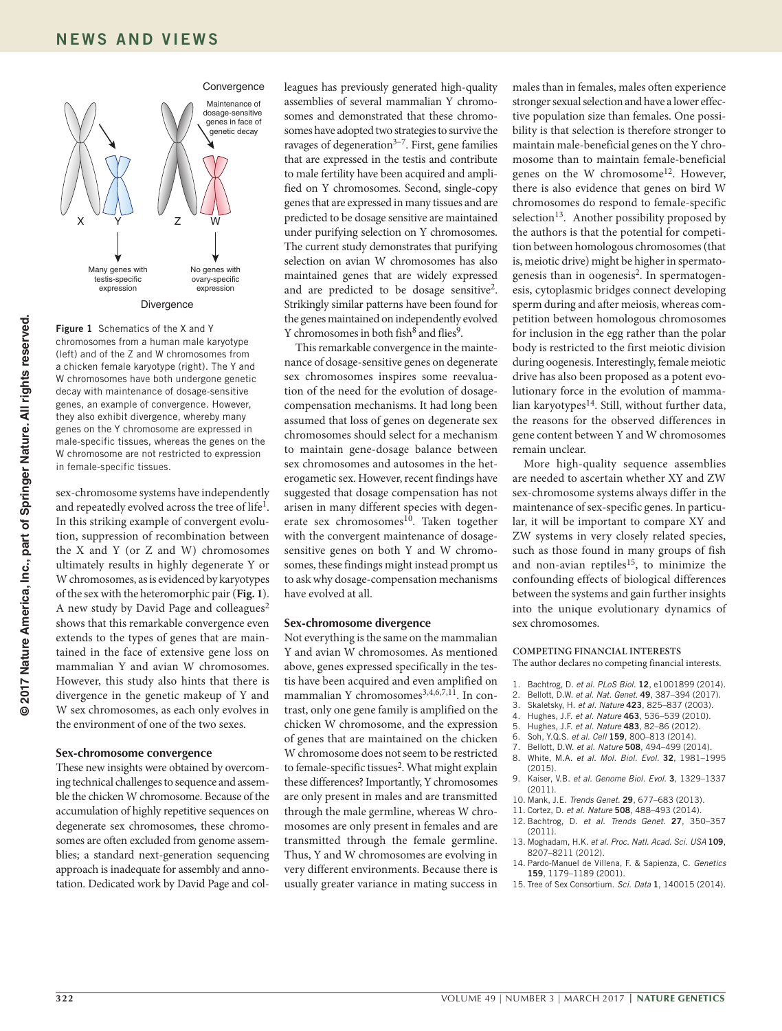Convergence

Maintenance of dosage-sensitive genes in face of genetic decay

X Y Z W

Many genes with testis-specific expression

No genes with ovary-specific expression

Divergence

**Figure 1** Schematics of the X and Y chromosomes from a human male karyotype (left) and of the Z and W chromosomes from a chicken female karyotype (right). The Y and W chromosomes have both undergone genetic decay with maintenance of dosage-sensitive genes, an example of convergence. However, they also exhibit divergence, whereby many genes on the Y chromosome are expressed in male-specific tissues, whereas the genes on the W chromosome are not restricted to expression in female-specific tissues.

sex-chromosome systems have independently and repeatedly evolved across the tree of life[1]. In this striking example of convergent evolution, suppression of recombination between the X and Y (or Z and W) chromosomes ultimately results in highly degenerate Y or W chromosomes, as is evidenced by karyotypes of the sex with the heteromorphic pair (**Fig. 1**). A new study by David Page and colleagues[2] shows that this remarkable convergence even extends to the types of genes that are maintained in the face of extensive gene loss on mammalian Y and avian W chromosomes. However, this study also hints that there is divergence in the genetic makeup of Y and W sex chromosomes, as each only evolves in the environment of one of the two sexes.

### Sex-chromosome convergence

These new insights were obtained by overcoming technical challenges to sequence and assemble the chicken W chromosome. Because of the accumulation of highly repetitive sequences on degenerate sex chromosomes, these chromosomes are often excluded from genome assemblies; a standard next-generation sequencing approach is inadequate for assembly and annotation. Dedicated work by David Page and colleagues has previously generated high-quality assemblies of several mammalian Y chromosomes and demonstrated that these chromosomes have adopted two strategies to survive the ravages of degeneration[3–7]. First, gene families that are expressed in the testis and contribute to male fertility have been acquired and amplified on Y chromosomes. Second, single-copy genes that are expressed in many tissues and are predicted to be dosage sensitive are maintained under purifying selection on Y chromosomes. The current study demonstrates that purifying selection on avian W chromosomes has also maintained genes that are widely expressed and are predicted to be dosage sensitive[2]. Strikingly similar patterns have been found for the genes maintained on independently evolved Y chromosomes in both fish[8] and flies[9].

This remarkable convergence in the maintenance of dosage-sensitive genes on degenerate sex chromosomes inspires some reevaluation of the need for the evolution of dosage-compensation mechanisms. It had long been assumed that loss of genes on degenerate sex chromosomes should select for a mechanism to maintain gene-dosage balance between sex chromosomes and autosomes in the heterogametic sex. However, recent findings have suggested that dosage compensation has not arisen in many different species with degenerate sex chromosomes[10]. Taken together with the convergent maintenance of dosage-sensitive genes on both Y and W chromosomes, these findings might instead prompt us to ask why dosage-compensation mechanisms have evolved at all.

### Sex-chromosome divergence

Not everything is the same on the mammalian Y and avian W chromosomes. As mentioned above, genes expressed specifically in the testis have been acquired and even amplified on mammalian Y chromosomes[3,4,6,7,11]. In contrast, only one gene family is amplified on the chicken W chromosome, and the expression of genes that are maintained on the chicken W chromosome does not seem to be restricted to female-specific tissues[2]. What might explain these differences? Importantly, Y chromosomes are only present in males and are transmitted through the male germline, whereas W chromosomes are only present in females and are transmitted through the female germline. Thus, Y and W chromosomes are evolving in very different environments. Because there is usually greater variance in mating success in males than in females, males often experience stronger sexual selection and have a lower effective population size than females. One possibility is that selection is therefore stronger to maintain male-beneficial genes on the Y chromosome than to maintain female-beneficial genes on the W chromosome[12]. However, there is also evidence that genes on bird W chromosomes do respond to female-specific selection[13]. Another possibility proposed by the authors is that the potential for competition between homologous chromosomes (that is, meiotic drive) might be higher in spermatogenesis than in oogenesis[2]. In spermatogenesis, cytoplasmic bridges connect developing sperm during and after meiosis, whereas competition between homologous chromosomes for inclusion in the egg rather than the polar body is restricted to the first meiotic division during oogenesis. Interestingly, female meiotic drive has also been proposed as a potent evolutionary force in the evolution of mammalian karyotypes[14]. Still, without further data, the reasons for the observed differences in gene content between Y and W chromosomes remain unclear.

More high-quality sequence assemblies are needed to ascertain whether XY and ZW sex-chromosome systems always differ in the maintenance of sex-specific genes. In particular, it will be important to compare XY and ZW systems in very closely related species, such as those found in many groups of fish and non-avian reptiles[15], to minimize the confounding effects of biological differences between the systems and gain further insights into the unique evolutionary dynamics of sex chromosomes.

#### COMPETING FINANCIAL INTERESTS

The author declares no competing financial interests.

1. Bachtrog, D. *et al. PLoS Biol.* **12**, e1001899 (2014).
2. Bellott, D.W. *et al. Nat. Genet.* **49**, 387–394 (2017).
3. Skaletsky, H. *et al. Nature* **423**, 825–837 (2003).
4. Hughes, J.F. *et al. Nature* **463**, 536–539 (2010).
5. Hughes, J.F. *et al. Nature* **483**, 82–86 (2012).
6. Soh, Y.Q.S. *et al. Cell* **159**, 800–813 (2014).
7. Bellott, D.W. *et al. Nature* **508**, 494–499 (2014).
8. White, M.A. *et al. Mol. Biol. Evol.* **32**, 1981–1995 (2015).
9. Kaiser, V.B. *et al. Genome Biol. Evol.* **3**, 1329–1337 (2011).
10. Mank, J.E. *Trends Genet.* **29**, 677–683 (2013).
11. Cortez, D. *et al. Nature* **508**, 488–493 (2014).
12. Bachtrog, D. *et al. Trends Genet.* **27**, 350–357 (2011).
13. Moghadam, H.K. *et al. Proc. Natl. Acad. Sci. USA* **109**, 8207–8211 (2012).
14. Pardo-Manuel de Villena, F. & Sapienza, C. *Genetics* **159**, 1179–1189 (2001).
15. Tree of Sex Consortium. *Sci. Data* **1**, 140015 (2014).